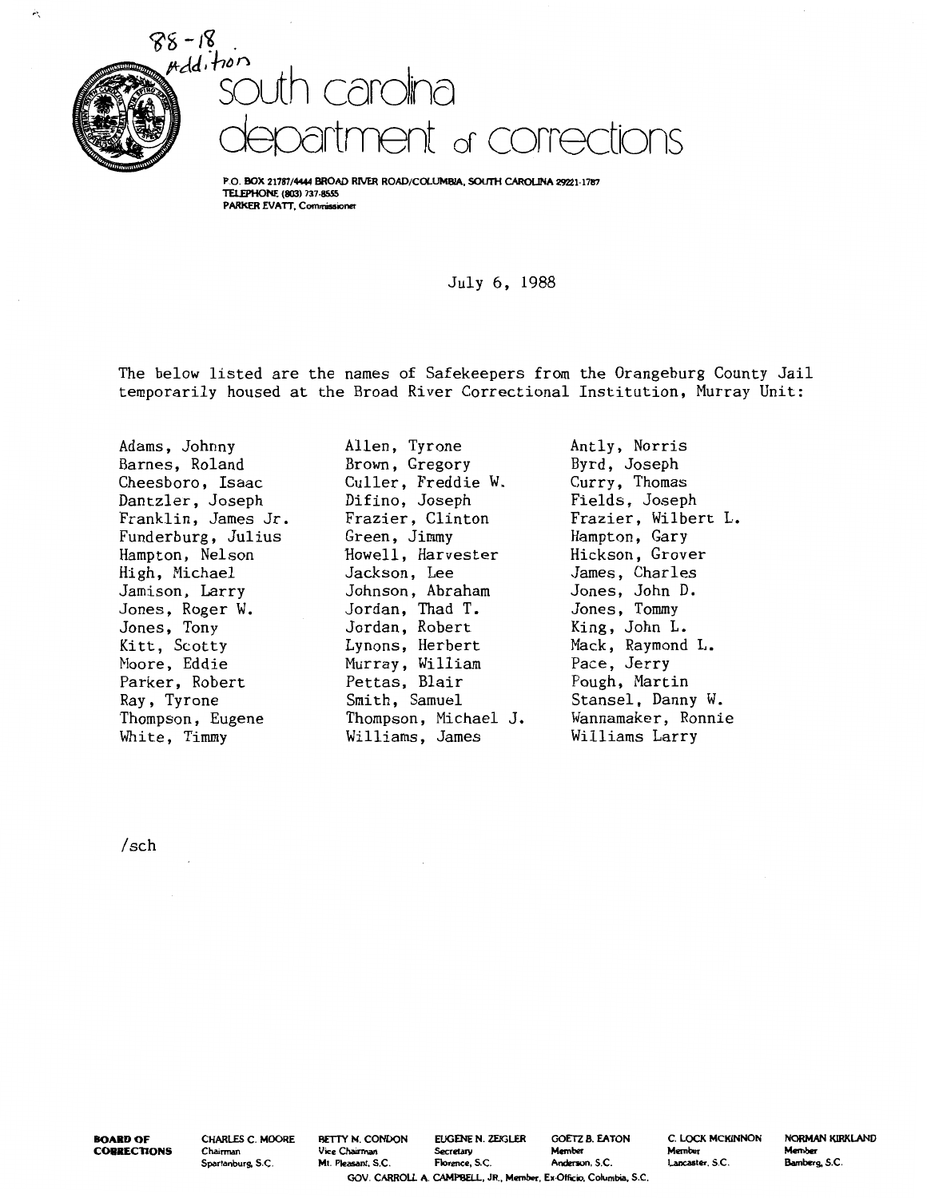88-18
Addition

# south carolina department of corrections

P.O. BOX 21787/4444 BROAD RIVER ROAD/COLUMBIA, SOUTH CAROLINA 29221-1787
TELEPHONE (803) 737-8555
PARKER EVATT, Commissioner

July 6, 1988

The below listed are the names of Safekeepers from the Orangeburg County Jail temporarily housed at the Broad River Correctional Institution, Murray Unit:

| | | |
|---|---|---|
| Adams, Johnny | Allen, Tyrone | Antly, Norris |
| Barnes, Roland | Brown, Gregory | Byrd, Joseph |
| Cheesboro, Isaac | Culler, Freddie W. | Curry, Thomas |
| Dantzler, Joseph | Difino, Joseph | Fields, Joseph |
| Franklin, James Jr. | Frazier, Clinton | Frazier, Wilbert L. |
| Funderburg, Julius | Green, Jimmy | Hampton, Gary |
| Hampton, Nelson | Howell, Harvester | Hickson, Grover |
| High, Michael | Jackson, Lee | James, Charles |
| Jamison, Larry | Johnson, Abraham | Jones, John D. |
| Jones, Roger W. | Jordan, Thad T. | Jones, Tommy |
| Jones, Tony | Jordan, Robert | King, John L. |
| Kitt, Scotty | Lynons, Herbert | Mack, Raymond L. |
| Moore, Eddie | Murray, William | Pace, Jerry |
| Parker, Robert | Pettas, Blair | Pough, Martin |
| Ray, Tyrone | Smith, Samuel | Stansel, Danny W. |
| Thompson, Eugene | Thompson, Michael J. | Wannamaker, Ronnie |
| White, Timmy | Williams, James | Williams Larry |

/sch

BOARD OF CORRECTIONS: CHARLES C. MOORE, Chairman, Spartanburg, S.C. — BETTY M. CONDON, Vice Chairman, Mt. Pleasant, S.C. — EUGENE N. ZEIGLER, Secretary, Florence, S.C. — GOETZ B. EATON, Member, Anderson, S.C. — C. LOCK MCKINNON, Member, Lancaster, S.C. — NORMAN KIRKLAND, Member, Bamberg, S.C.
GOV. CARROLL A. CAMPBELL, JR., Member, Ex-Officio, Columbia, S.C.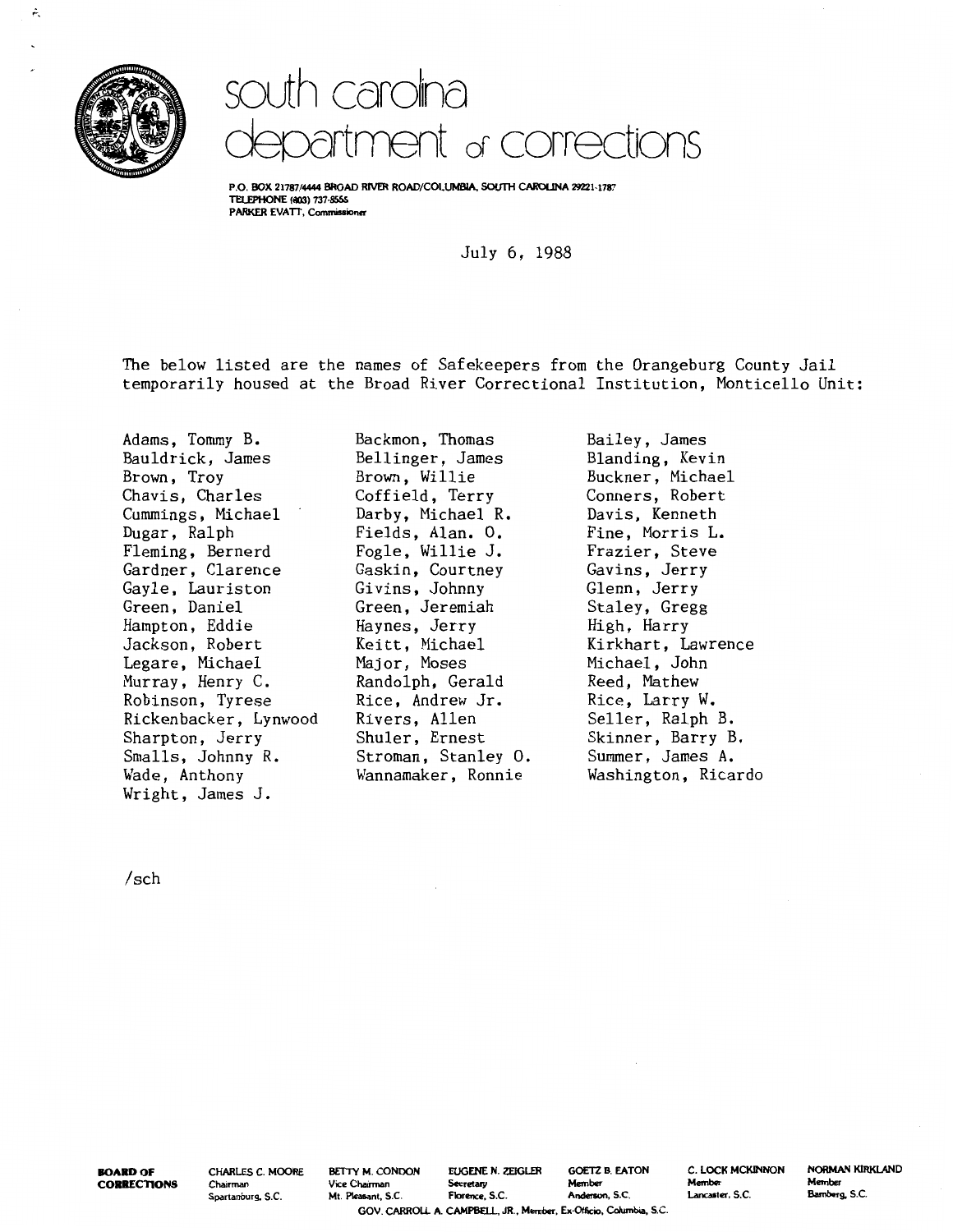# south carolina department of corrections

P.O. BOX 21787/4444 BROAD RIVER ROAD/COLUMBIA, SOUTH CAROLINA 29221-1787
TELEPHONE (803) 737-8555
PARKER EVATT, Commissioner

July 6, 1988

The below listed are the names of Safekeepers from the Orangeburg County Jail temporarily housed at the Broad River Correctional Institution, Monticello Unit:

| | | |
|---|---|---|
| Adams, Tommy B. | Backmon, Thomas | Bailey, James |
| Bauldrick, James | Bellinger, James | Blanding, Kevin |
| Brown, Troy | Brown, Willie | Buckner, Michael |
| Chavis, Charles | Coffield, Terry | Conners, Robert |
| Cummings, Michael | Darby, Michael R. | Davis, Kenneth |
| Dugar, Ralph | Fields, Alan. O. | Fine, Morris L. |
| Fleming, Bernerd | Fogle, Willie J. | Frazier, Steve |
| Gardner, Clarence | Gaskin, Courtney | Gavins, Jerry |
| Gayle, Lauriston | Givins, Johnny | Glenn, Jerry |
| Green, Daniel | Green, Jeremiah | Staley, Gregg |
| Hampton, Eddie | Haynes, Jerry | High, Harry |
| Jackson, Robert | Keitt, Michael | Kirkhart, Lawrence |
| Legare, Michael | Major, Moses | Michael, John |
| Murray, Henry C. | Randolph, Gerald | Reed, Mathew |
| Robinson, Tyrese | Rice, Andrew Jr. | Rice, Larry W. |
| Rickenbacker, Lynwood | Rivers, Allen | Seller, Ralph B. |
| Sharpton, Jerry | Shuler, Ernest | Skinner, Barry B. |
| Smalls, Johnny R. | Stroman, Stanley O. | Summer, James A. |
| Wade, Anthony | Wannamaker, Ronnie | Washington, Ricardo |
| Wright, James J. | | |

/sch

BOARD OF CORRECTIONS

CHARLES C. MOORE, Chairman, Spartanburg, S.C.
BETTY M. CONDON, Vice Chairman, Mt. Pleasant, S.C.
EUGENE N. ZEIGLER, Secretary, Florence, S.C.
GOETZ B. EATON, Member, Anderson, S.C.
C. LOCK MCKINNON, Member, Lancaster, S.C.
NORMAN KIRKLAND, Member, Bamberg, S.C.
GOV. CARROLL A. CAMPBELL, JR., Member, Ex-Officio, Columbia, S.C.